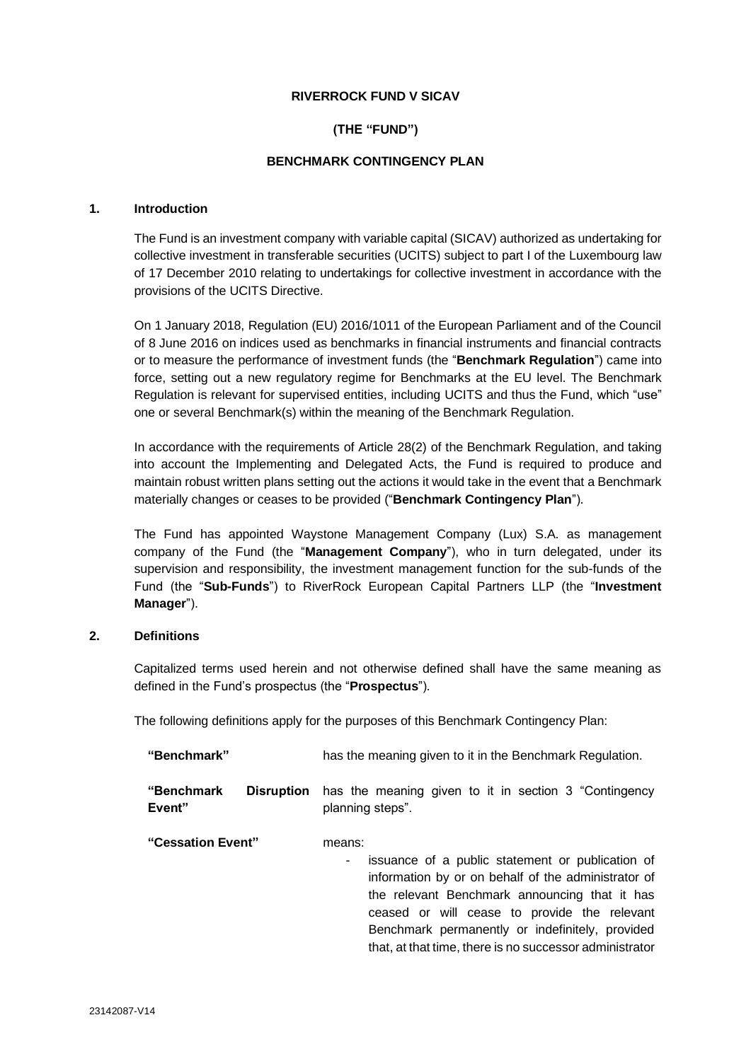**RIVERROCK FUND V SICAV**

**(THE "FUND")**

**BENCHMARK CONTINGENCY PLAN**

## 1. Introduction

The Fund is an investment company with variable capital (SICAV) authorized as undertaking for collective investment in transferable securities (UCITS) subject to part I of the Luxembourg law of 17 December 2010 relating to undertakings for collective investment in accordance with the provisions of the UCITS Directive.

On 1 January 2018, Regulation (EU) 2016/1011 of the European Parliament and of the Council of 8 June 2016 on indices used as benchmarks in financial instruments and financial contracts or to measure the performance of investment funds (the "**Benchmark Regulation**") came into force, setting out a new regulatory regime for Benchmarks at the EU level. The Benchmark Regulation is relevant for supervised entities, including UCITS and thus the Fund, which "use" one or several Benchmark(s) within the meaning of the Benchmark Regulation.

In accordance with the requirements of Article 28(2) of the Benchmark Regulation, and taking into account the Implementing and Delegated Acts, the Fund is required to produce and maintain robust written plans setting out the actions it would take in the event that a Benchmark materially changes or ceases to be provided ("**Benchmark Contingency Plan**").

The Fund has appointed Waystone Management Company (Lux) S.A. as management company of the Fund (the "**Management Company**"), who in turn delegated, under its supervision and responsibility, the investment management function for the sub-funds of the Fund (the "**Sub-Funds**") to RiverRock European Capital Partners LLP (the "**Investment Manager**").

## 2. Definitions

Capitalized terms used herein and not otherwise defined shall have the same meaning as defined in the Fund's prospectus (the "**Prospectus**").

The following definitions apply for the purposes of this Benchmark Contingency Plan:

| | |
|---|---|
| **"Benchmark"** | has the meaning given to it in the Benchmark Regulation. |
| **"Benchmark Disruption Event"** | has the meaning given to it in section 3 "Contingency planning steps". |
| **"Cessation Event"** | means:<br>- issuance of a public statement or publication of information by or on behalf of the administrator of the relevant Benchmark announcing that it has ceased or will cease to provide the relevant Benchmark permanently or indefinitely, provided that, at that time, there is no successor administrator |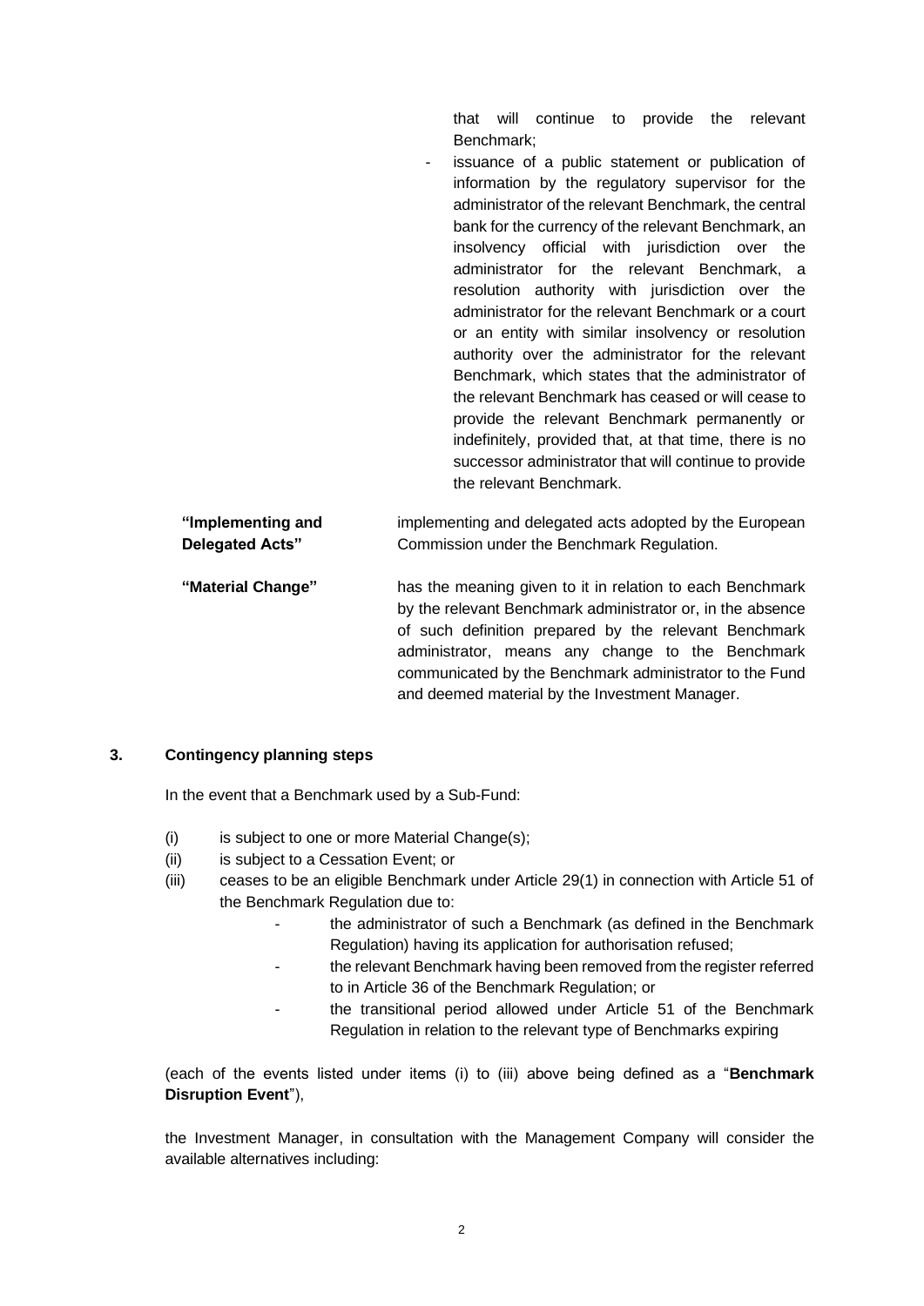that will continue to provide the relevant Benchmark;

- issuance of a public statement or publication of information by the regulatory supervisor for the administrator of the relevant Benchmark, the central bank for the currency of the relevant Benchmark, an insolvency official with jurisdiction over the administrator for the relevant Benchmark, a resolution authority with jurisdiction over the administrator for the relevant Benchmark or a court or an entity with similar insolvency or resolution authority over the administrator for the relevant Benchmark, which states that the administrator of the relevant Benchmark has ceased or will cease to provide the relevant Benchmark permanently or indefinitely, provided that, at that time, there is no successor administrator that will continue to provide the relevant Benchmark.

| | |
|---|---|
| **"Implementing and Delegated Acts"** | implementing and delegated acts adopted by the European Commission under the Benchmark Regulation. |
| **"Material Change"** | has the meaning given to it in relation to each Benchmark by the relevant Benchmark administrator or, in the absence of such definition prepared by the relevant Benchmark administrator, means any change to the Benchmark communicated by the Benchmark administrator to the Fund and deemed material by the Investment Manager. |

## 3. Contingency planning steps

In the event that a Benchmark used by a Sub-Fund:

(i) is subject to one or more Material Change(s);

(ii) is subject to a Cessation Event; or

(iii) ceases to be an eligible Benchmark under Article 29(1) in connection with Article 51 of the Benchmark Regulation due to:

- the administrator of such a Benchmark (as defined in the Benchmark Regulation) having its application for authorisation refused;
- the relevant Benchmark having been removed from the register referred to in Article 36 of the Benchmark Regulation; or
- the transitional period allowed under Article 51 of the Benchmark Regulation in relation to the relevant type of Benchmarks expiring

(each of the events listed under items (i) to (iii) above being defined as a "**Benchmark Disruption Event**"),

the Investment Manager, in consultation with the Management Company will consider the available alternatives including: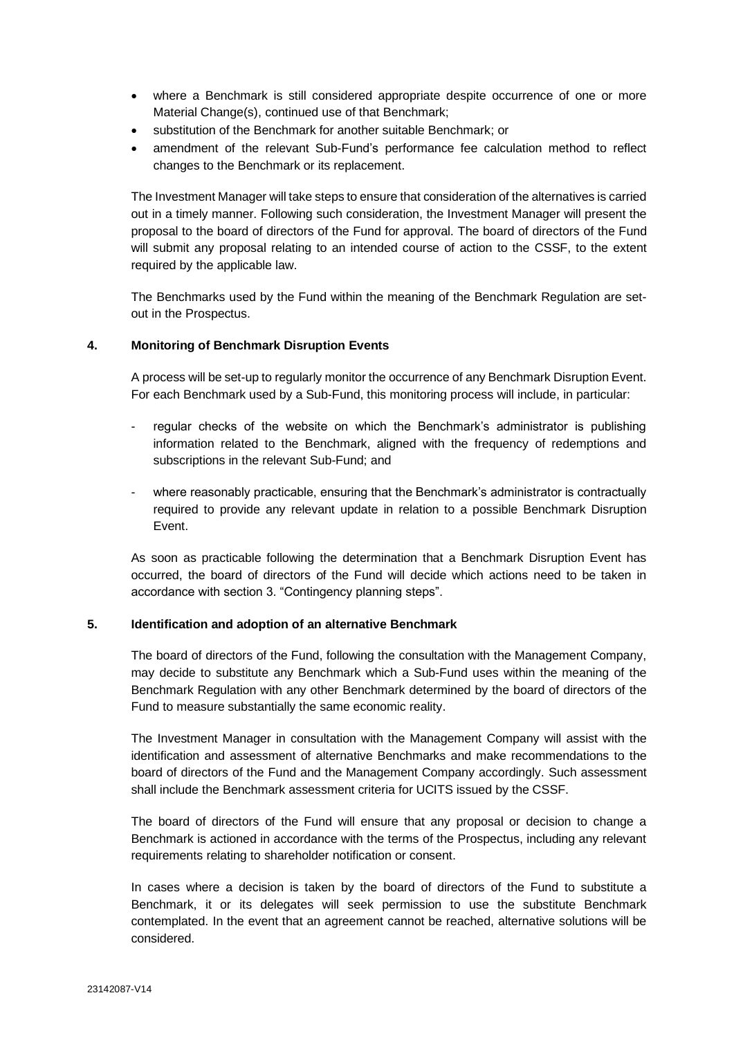- where a Benchmark is still considered appropriate despite occurrence of one or more Material Change(s), continued use of that Benchmark;
- substitution of the Benchmark for another suitable Benchmark; or
- amendment of the relevant Sub-Fund's performance fee calculation method to reflect changes to the Benchmark or its replacement.

The Investment Manager will take steps to ensure that consideration of the alternatives is carried out in a timely manner. Following such consideration, the Investment Manager will present the proposal to the board of directors of the Fund for approval. The board of directors of the Fund will submit any proposal relating to an intended course of action to the CSSF, to the extent required by the applicable law.

The Benchmarks used by the Fund within the meaning of the Benchmark Regulation are set-out in the Prospectus.

## 4. Monitoring of Benchmark Disruption Events

A process will be set-up to regularly monitor the occurrence of any Benchmark Disruption Event. For each Benchmark used by a Sub-Fund, this monitoring process will include, in particular:

- regular checks of the website on which the Benchmark's administrator is publishing information related to the Benchmark, aligned with the frequency of redemptions and subscriptions in the relevant Sub-Fund; and
- where reasonably practicable, ensuring that the Benchmark's administrator is contractually required to provide any relevant update in relation to a possible Benchmark Disruption Event.

As soon as practicable following the determination that a Benchmark Disruption Event has occurred, the board of directors of the Fund will decide which actions need to be taken in accordance with section 3. "Contingency planning steps".

## 5. Identification and adoption of an alternative Benchmark

The board of directors of the Fund, following the consultation with the Management Company, may decide to substitute any Benchmark which a Sub-Fund uses within the meaning of the Benchmark Regulation with any other Benchmark determined by the board of directors of the Fund to measure substantially the same economic reality.

The Investment Manager in consultation with the Management Company will assist with the identification and assessment of alternative Benchmarks and make recommendations to the board of directors of the Fund and the Management Company accordingly. Such assessment shall include the Benchmark assessment criteria for UCITS issued by the CSSF.

The board of directors of the Fund will ensure that any proposal or decision to change a Benchmark is actioned in accordance with the terms of the Prospectus, including any relevant requirements relating to shareholder notification or consent.

In cases where a decision is taken by the board of directors of the Fund to substitute a Benchmark, it or its delegates will seek permission to use the substitute Benchmark contemplated. In the event that an agreement cannot be reached, alternative solutions will be considered.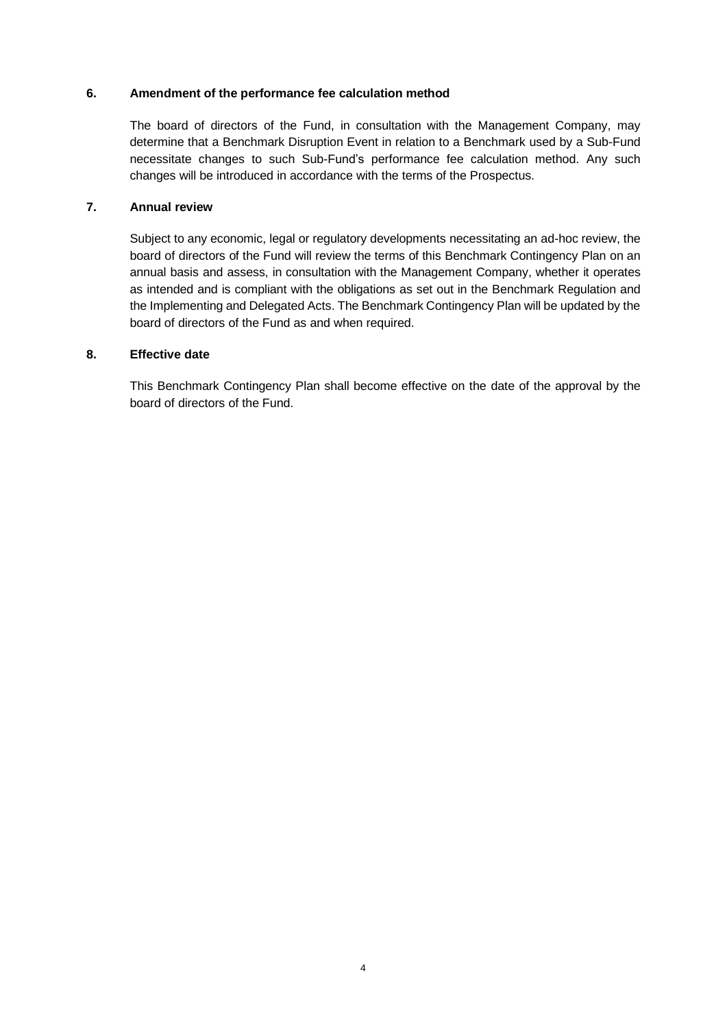## 6. Amendment of the performance fee calculation method

The board of directors of the Fund, in consultation with the Management Company, may determine that a Benchmark Disruption Event in relation to a Benchmark used by a Sub-Fund necessitate changes to such Sub-Fund's performance fee calculation method. Any such changes will be introduced in accordance with the terms of the Prospectus.

## 7. Annual review

Subject to any economic, legal or regulatory developments necessitating an ad-hoc review, the board of directors of the Fund will review the terms of this Benchmark Contingency Plan on an annual basis and assess, in consultation with the Management Company, whether it operates as intended and is compliant with the obligations as set out in the Benchmark Regulation and the Implementing and Delegated Acts. The Benchmark Contingency Plan will be updated by the board of directors of the Fund as and when required.

## 8. Effective date

This Benchmark Contingency Plan shall become effective on the date of the approval by the board of directors of the Fund.